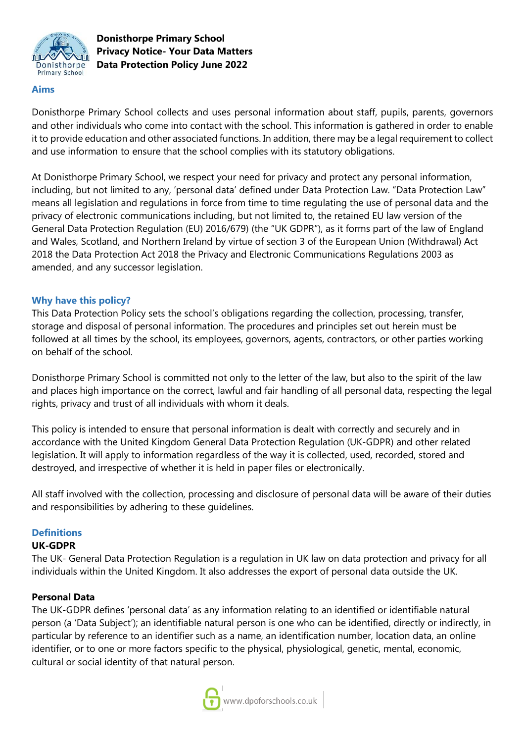**Donisthorpe Primary School**
**Privacy Notice- Your Data Matters**
**Data Protection Policy June 2022**

## Aims

Donisthorpe Primary School collects and uses personal information about staff, pupils, parents, governors and other individuals who come into contact with the school. This information is gathered in order to enable it to provide education and other associated functions. In addition, there may be a legal requirement to collect and use information to ensure that the school complies with its statutory obligations.

At Donisthorpe Primary School, we respect your need for privacy and protect any personal information, including, but not limited to any, 'personal data' defined under Data Protection Law. "Data Protection Law" means all legislation and regulations in force from time to time regulating the use of personal data and the privacy of electronic communications including, but not limited to, the retained EU law version of the General Data Protection Regulation (EU) 2016/679) (the "UK GDPR"), as it forms part of the law of England and Wales, Scotland, and Northern Ireland by virtue of section 3 of the European Union (Withdrawal) Act 2018 the Data Protection Act 2018 the Privacy and Electronic Communications Regulations 2003 as amended, and any successor legislation.

## Why have this policy?

This Data Protection Policy sets the school's obligations regarding the collection, processing, transfer, storage and disposal of personal information. The procedures and principles set out herein must be followed at all times by the school, its employees, governors, agents, contractors, or other parties working on behalf of the school.

Donisthorpe Primary School is committed not only to the letter of the law, but also to the spirit of the law and places high importance on the correct, lawful and fair handling of all personal data, respecting the legal rights, privacy and trust of all individuals with whom it deals.

This policy is intended to ensure that personal information is dealt with correctly and securely and in accordance with the United Kingdom General Data Protection Regulation (UK-GDPR) and other related legislation. It will apply to information regardless of the way it is collected, used, recorded, stored and destroyed, and irrespective of whether it is held in paper files or electronically.

All staff involved with the collection, processing and disclosure of personal data will be aware of their duties and responsibilities by adhering to these guidelines.

## Definitions

### UK-GDPR

The UK- General Data Protection Regulation is a regulation in UK law on data protection and privacy for all individuals within the United Kingdom. It also addresses the export of personal data outside the UK.

### Personal Data

The UK-GDPR defines 'personal data' as any information relating to an identified or identifiable natural person (a 'Data Subject'); an identifiable natural person is one who can be identified, directly or indirectly, in particular by reference to an identifier such as a name, an identification number, location data, an online identifier, or to one or more factors specific to the physical, physiological, genetic, mental, economic, cultural or social identity of that natural person.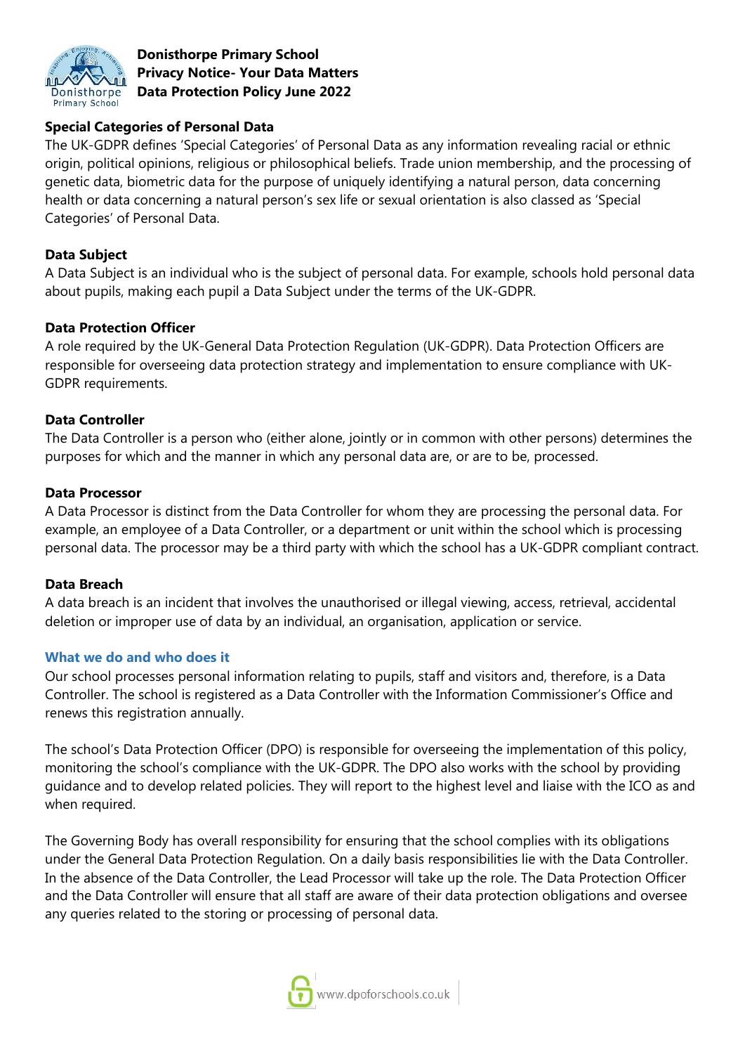### Special Categories of Personal Data

The UK-GDPR defines 'Special Categories' of Personal Data as any information revealing racial or ethnic origin, political opinions, religious or philosophical beliefs. Trade union membership, and the processing of genetic data, biometric data for the purpose of uniquely identifying a natural person, data concerning health or data concerning a natural person's sex life or sexual orientation is also classed as 'Special Categories' of Personal Data.

### Data Subject

A Data Subject is an individual who is the subject of personal data. For example, schools hold personal data about pupils, making each pupil a Data Subject under the terms of the UK-GDPR.

### Data Protection Officer

A role required by the UK-General Data Protection Regulation (UK-GDPR). Data Protection Officers are responsible for overseeing data protection strategy and implementation to ensure compliance with UK-GDPR requirements.

### Data Controller

The Data Controller is a person who (either alone, jointly or in common with other persons) determines the purposes for which and the manner in which any personal data are, or are to be, processed.

### Data Processor

A Data Processor is distinct from the Data Controller for whom they are processing the personal data. For example, an employee of a Data Controller, or a department or unit within the school which is processing personal data. The processor may be a third party with which the school has a UK-GDPR compliant contract.

### Data Breach

A data breach is an incident that involves the unauthorised or illegal viewing, access, retrieval, accidental deletion or improper use of data by an individual, an organisation, application or service.

## What we do and who does it

Our school processes personal information relating to pupils, staff and visitors and, therefore, is a Data Controller. The school is registered as a Data Controller with the Information Commissioner's Office and renews this registration annually.

The school's Data Protection Officer (DPO) is responsible for overseeing the implementation of this policy, monitoring the school's compliance with the UK-GDPR. The DPO also works with the school by providing guidance and to develop related policies. They will report to the highest level and liaise with the ICO as and when required.

The Governing Body has overall responsibility for ensuring that the school complies with its obligations under the General Data Protection Regulation. On a daily basis responsibilities lie with the Data Controller. In the absence of the Data Controller, the Lead Processor will take up the role. The Data Protection Officer and the Data Controller will ensure that all staff are aware of their data protection obligations and oversee any queries related to the storing or processing of personal data.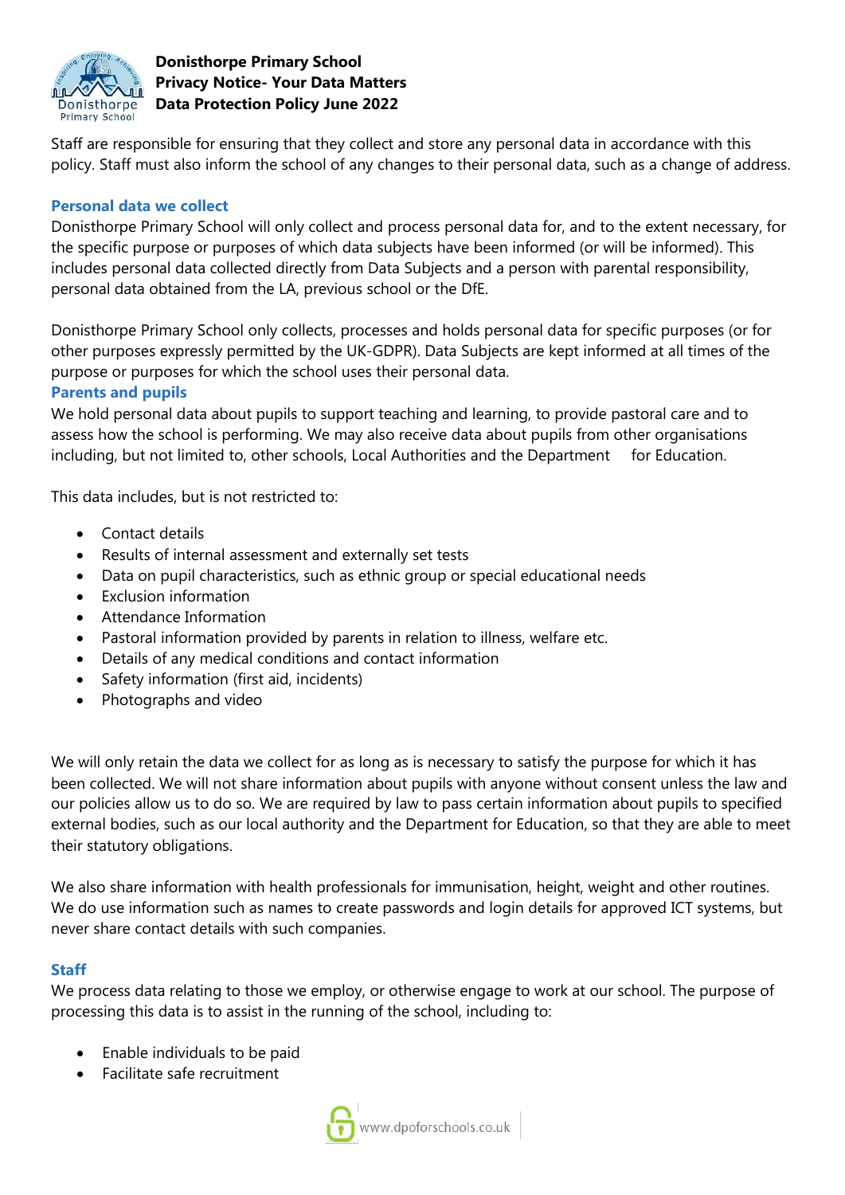Staff are responsible for ensuring that they collect and store any personal data in accordance with this policy. Staff must also inform the school of any changes to their personal data, such as a change of address.

## Personal data we collect

Donisthorpe Primary School will only collect and process personal data for, and to the extent necessary, for the specific purpose or purposes of which data subjects have been informed (or will be informed). This includes personal data collected directly from Data Subjects and a person with parental responsibility, personal data obtained from the LA, previous school or the DfE.

Donisthorpe Primary School only collects, processes and holds personal data for specific purposes (or for other purposes expressly permitted by the UK-GDPR). Data Subjects are kept informed at all times of the purpose or purposes for which the school uses their personal data.

## Parents and pupils

We hold personal data about pupils to support teaching and learning, to provide pastoral care and to assess how the school is performing. We may also receive data about pupils from other organisations including, but not limited to, other schools, Local Authorities and the Department for Education.

This data includes, but is not restricted to:

- Contact details
- Results of internal assessment and externally set tests
- Data on pupil characteristics, such as ethnic group or special educational needs
- Exclusion information
- Attendance Information
- Pastoral information provided by parents in relation to illness, welfare etc.
- Details of any medical conditions and contact information
- Safety information (first aid, incidents)
- Photographs and video

We will only retain the data we collect for as long as is necessary to satisfy the purpose for which it has been collected. We will not share information about pupils with anyone without consent unless the law and our policies allow us to do so. We are required by law to pass certain information about pupils to specified external bodies, such as our local authority and the Department for Education, so that they are able to meet their statutory obligations.

We also share information with health professionals for immunisation, height, weight and other routines. We do use information such as names to create passwords and login details for approved ICT systems, but never share contact details with such companies.

## Staff

We process data relating to those we employ, or otherwise engage to work at our school. The purpose of processing this data is to assist in the running of the school, including to:

- Enable individuals to be paid
- Facilitate safe recruitment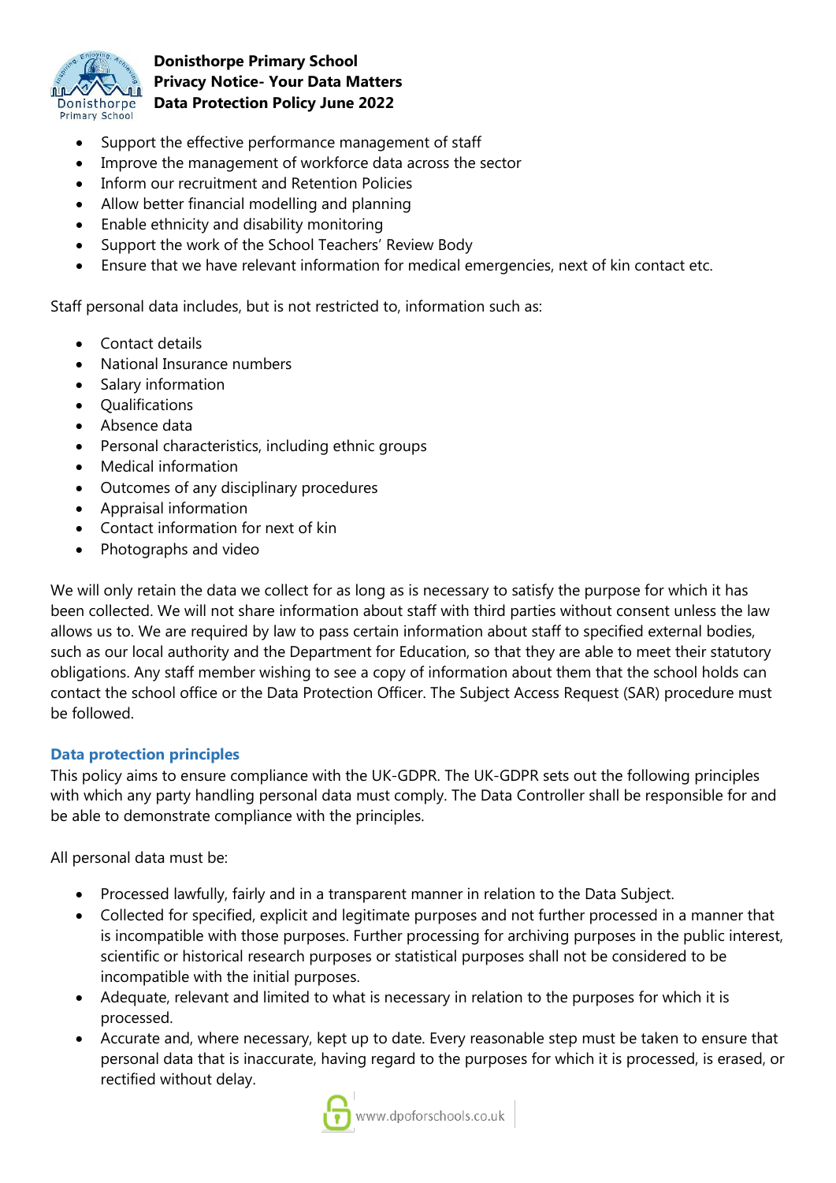- Support the effective performance management of staff
- Improve the management of workforce data across the sector
- Inform our recruitment and Retention Policies
- Allow better financial modelling and planning
- Enable ethnicity and disability monitoring
- Support the work of the School Teachers' Review Body
- Ensure that we have relevant information for medical emergencies, next of kin contact etc.

Staff personal data includes, but is not restricted to, information such as:

- Contact details
- National Insurance numbers
- Salary information
- Qualifications
- Absence data
- Personal characteristics, including ethnic groups
- Medical information
- Outcomes of any disciplinary procedures
- Appraisal information
- Contact information for next of kin
- Photographs and video

We will only retain the data we collect for as long as is necessary to satisfy the purpose for which it has been collected. We will not share information about staff with third parties without consent unless the law allows us to. We are required by law to pass certain information about staff to specified external bodies, such as our local authority and the Department for Education, so that they are able to meet their statutory obligations. Any staff member wishing to see a copy of information about them that the school holds can contact the school office or the Data Protection Officer. The Subject Access Request (SAR) procedure must be followed.

## Data protection principles

This policy aims to ensure compliance with the UK-GDPR. The UK-GDPR sets out the following principles with which any party handling personal data must comply. The Data Controller shall be responsible for and be able to demonstrate compliance with the principles.

All personal data must be:

- Processed lawfully, fairly and in a transparent manner in relation to the Data Subject.
- Collected for specified, explicit and legitimate purposes and not further processed in a manner that is incompatible with those purposes. Further processing for archiving purposes in the public interest, scientific or historical research purposes or statistical purposes shall not be considered to be incompatible with the initial purposes.
- Adequate, relevant and limited to what is necessary in relation to the purposes for which it is processed.
- Accurate and, where necessary, kept up to date. Every reasonable step must be taken to ensure that personal data that is inaccurate, having regard to the purposes for which it is processed, is erased, or rectified without delay.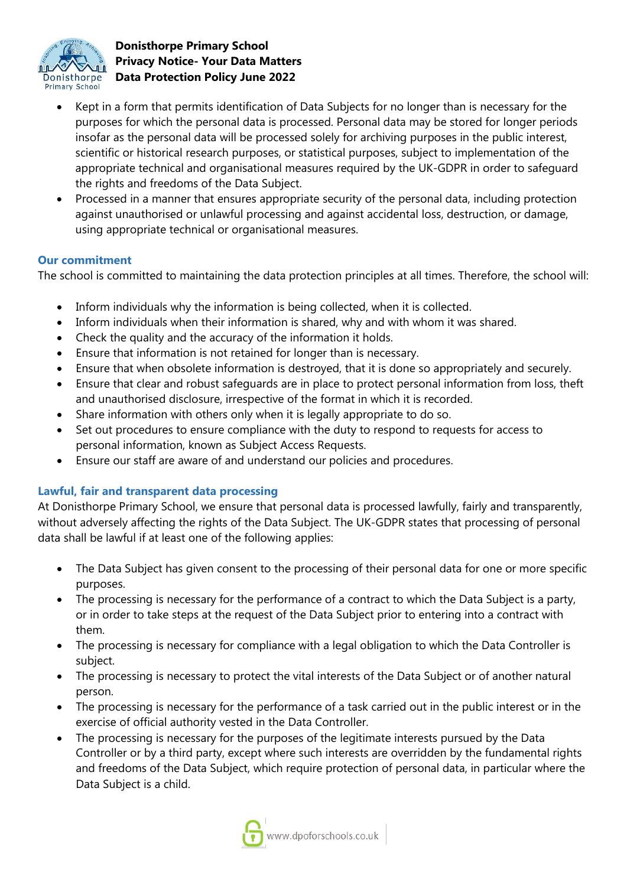- Kept in a form that permits identification of Data Subjects for no longer than is necessary for the purposes for which the personal data is processed. Personal data may be stored for longer periods insofar as the personal data will be processed solely for archiving purposes in the public interest, scientific or historical research purposes, or statistical purposes, subject to implementation of the appropriate technical and organisational measures required by the UK-GDPR in order to safeguard the rights and freedoms of the Data Subject.
- Processed in a manner that ensures appropriate security of the personal data, including protection against unauthorised or unlawful processing and against accidental loss, destruction, or damage, using appropriate technical or organisational measures.

### Our commitment

The school is committed to maintaining the data protection principles at all times. Therefore, the school will:

- Inform individuals why the information is being collected, when it is collected.
- Inform individuals when their information is shared, why and with whom it was shared.
- Check the quality and the accuracy of the information it holds.
- Ensure that information is not retained for longer than is necessary.
- Ensure that when obsolete information is destroyed, that it is done so appropriately and securely.
- Ensure that clear and robust safeguards are in place to protect personal information from loss, theft and unauthorised disclosure, irrespective of the format in which it is recorded.
- Share information with others only when it is legally appropriate to do so.
- Set out procedures to ensure compliance with the duty to respond to requests for access to personal information, known as Subject Access Requests.
- Ensure our staff are aware of and understand our policies and procedures.

### Lawful, fair and transparent data processing

At Donisthorpe Primary School, we ensure that personal data is processed lawfully, fairly and transparently, without adversely affecting the rights of the Data Subject. The UK-GDPR states that processing of personal data shall be lawful if at least one of the following applies:

- The Data Subject has given consent to the processing of their personal data for one or more specific purposes.
- The processing is necessary for the performance of a contract to which the Data Subject is a party, or in order to take steps at the request of the Data Subject prior to entering into a contract with them.
- The processing is necessary for compliance with a legal obligation to which the Data Controller is subject.
- The processing is necessary to protect the vital interests of the Data Subject or of another natural person.
- The processing is necessary for the performance of a task carried out in the public interest or in the exercise of official authority vested in the Data Controller.
- The processing is necessary for the purposes of the legitimate interests pursued by the Data Controller or by a third party, except where such interests are overridden by the fundamental rights and freedoms of the Data Subject, which require protection of personal data, in particular where the Data Subject is a child.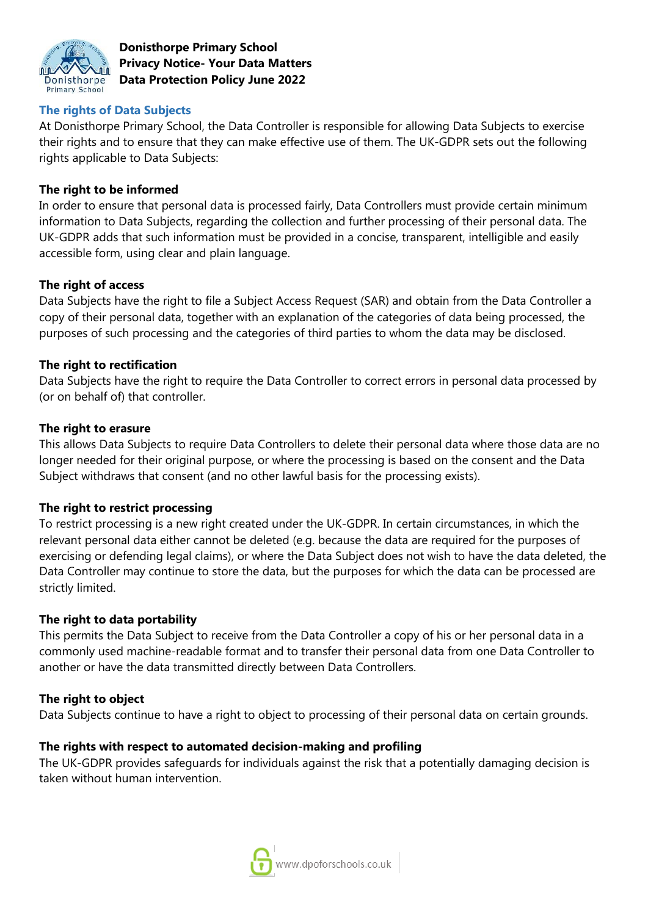## The rights of Data Subjects

At Donisthorpe Primary School, the Data Controller is responsible for allowing Data Subjects to exercise their rights and to ensure that they can make effective use of them. The UK-GDPR sets out the following rights applicable to Data Subjects:

### The right to be informed

In order to ensure that personal data is processed fairly, Data Controllers must provide certain minimum information to Data Subjects, regarding the collection and further processing of their personal data. The UK-GDPR adds that such information must be provided in a concise, transparent, intelligible and easily accessible form, using clear and plain language.

### The right of access

Data Subjects have the right to file a Subject Access Request (SAR) and obtain from the Data Controller a copy of their personal data, together with an explanation of the categories of data being processed, the purposes of such processing and the categories of third parties to whom the data may be disclosed.

### The right to rectification

Data Subjects have the right to require the Data Controller to correct errors in personal data processed by (or on behalf of) that controller.

### The right to erasure

This allows Data Subjects to require Data Controllers to delete their personal data where those data are no longer needed for their original purpose, or where the processing is based on the consent and the Data Subject withdraws that consent (and no other lawful basis for the processing exists).

### The right to restrict processing

To restrict processing is a new right created under the UK-GDPR. In certain circumstances, in which the relevant personal data either cannot be deleted (e.g. because the data are required for the purposes of exercising or defending legal claims), or where the Data Subject does not wish to have the data deleted, the Data Controller may continue to store the data, but the purposes for which the data can be processed are strictly limited.

### The right to data portability

This permits the Data Subject to receive from the Data Controller a copy of his or her personal data in a commonly used machine-readable format and to transfer their personal data from one Data Controller to another or have the data transmitted directly between Data Controllers.

### The right to object

Data Subjects continue to have a right to object to processing of their personal data on certain grounds.

### The rights with respect to automated decision-making and profiling

The UK-GDPR provides safeguards for individuals against the risk that a potentially damaging decision is taken without human intervention.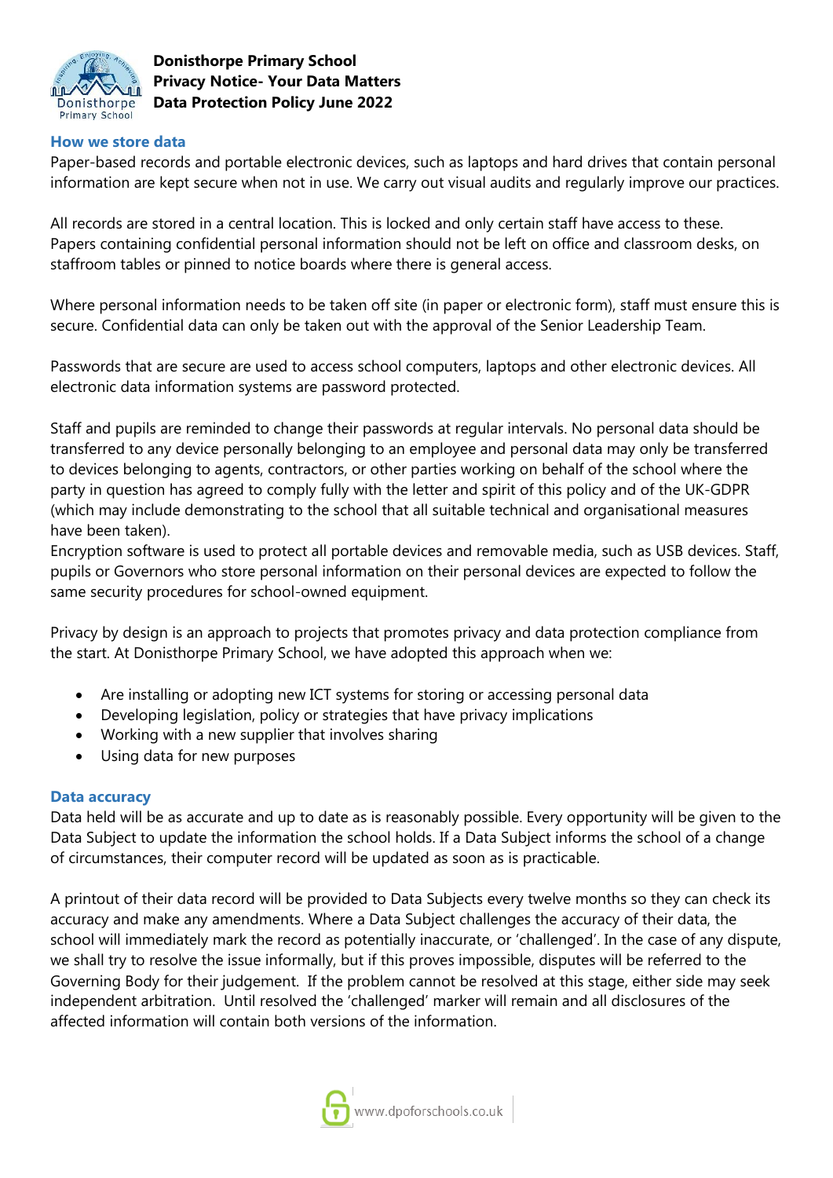## How we store data

Paper-based records and portable electronic devices, such as laptops and hard drives that contain personal information are kept secure when not in use. We carry out visual audits and regularly improve our practices.

All records are stored in a central location. This is locked and only certain staff have access to these. Papers containing confidential personal information should not be left on office and classroom desks, on staffroom tables or pinned to notice boards where there is general access.

Where personal information needs to be taken off site (in paper or electronic form), staff must ensure this is secure. Confidential data can only be taken out with the approval of the Senior Leadership Team.

Passwords that are secure are used to access school computers, laptops and other electronic devices. All electronic data information systems are password protected.

Staff and pupils are reminded to change their passwords at regular intervals. No personal data should be transferred to any device personally belonging to an employee and personal data may only be transferred to devices belonging to agents, contractors, or other parties working on behalf of the school where the party in question has agreed to comply fully with the letter and spirit of this policy and of the UK-GDPR (which may include demonstrating to the school that all suitable technical and organisational measures have been taken).

Encryption software is used to protect all portable devices and removable media, such as USB devices. Staff, pupils or Governors who store personal information on their personal devices are expected to follow the same security procedures for school-owned equipment.

Privacy by design is an approach to projects that promotes privacy and data protection compliance from the start. At Donisthorpe Primary School, we have adopted this approach when we:

- Are installing or adopting new ICT systems for storing or accessing personal data
- Developing legislation, policy or strategies that have privacy implications
- Working with a new supplier that involves sharing
- Using data for new purposes

## Data accuracy

Data held will be as accurate and up to date as is reasonably possible. Every opportunity will be given to the Data Subject to update the information the school holds. If a Data Subject informs the school of a change of circumstances, their computer record will be updated as soon as is practicable.

A printout of their data record will be provided to Data Subjects every twelve months so they can check its accuracy and make any amendments. Where a Data Subject challenges the accuracy of their data, the school will immediately mark the record as potentially inaccurate, or 'challenged'. In the case of any dispute, we shall try to resolve the issue informally, but if this proves impossible, disputes will be referred to the Governing Body for their judgement. If the problem cannot be resolved at this stage, either side may seek independent arbitration. Until resolved the 'challenged' marker will remain and all disclosures of the affected information will contain both versions of the information.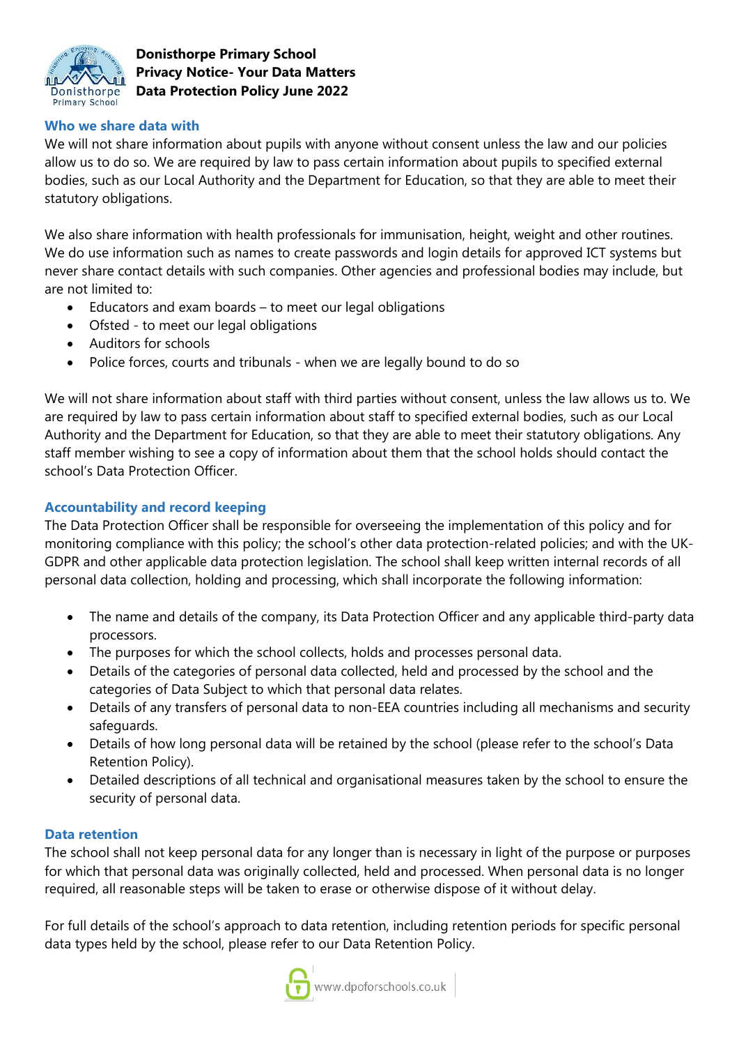## Who we share data with

We will not share information about pupils with anyone without consent unless the law and our policies allow us to do so. We are required by law to pass certain information about pupils to specified external bodies, such as our Local Authority and the Department for Education, so that they are able to meet their statutory obligations.

We also share information with health professionals for immunisation, height, weight and other routines. We do use information such as names to create passwords and login details for approved ICT systems but never share contact details with such companies. Other agencies and professional bodies may include, but are not limited to:

- Educators and exam boards – to meet our legal obligations
- Ofsted - to meet our legal obligations
- Auditors for schools
- Police forces, courts and tribunals - when we are legally bound to do so

We will not share information about staff with third parties without consent, unless the law allows us to. We are required by law to pass certain information about staff to specified external bodies, such as our Local Authority and the Department for Education, so that they are able to meet their statutory obligations. Any staff member wishing to see a copy of information about them that the school holds should contact the school's Data Protection Officer.

## Accountability and record keeping

The Data Protection Officer shall be responsible for overseeing the implementation of this policy and for monitoring compliance with this policy; the school's other data protection-related policies; and with the UK-GDPR and other applicable data protection legislation. The school shall keep written internal records of all personal data collection, holding and processing, which shall incorporate the following information:

- The name and details of the company, its Data Protection Officer and any applicable third-party data processors.
- The purposes for which the school collects, holds and processes personal data.
- Details of the categories of personal data collected, held and processed by the school and the categories of Data Subject to which that personal data relates.
- Details of any transfers of personal data to non-EEA countries including all mechanisms and security safeguards.
- Details of how long personal data will be retained by the school (please refer to the school's Data Retention Policy).
- Detailed descriptions of all technical and organisational measures taken by the school to ensure the security of personal data.

## Data retention

The school shall not keep personal data for any longer than is necessary in light of the purpose or purposes for which that personal data was originally collected, held and processed. When personal data is no longer required, all reasonable steps will be taken to erase or otherwise dispose of it without delay.

For full details of the school's approach to data retention, including retention periods for specific personal data types held by the school, please refer to our Data Retention Policy.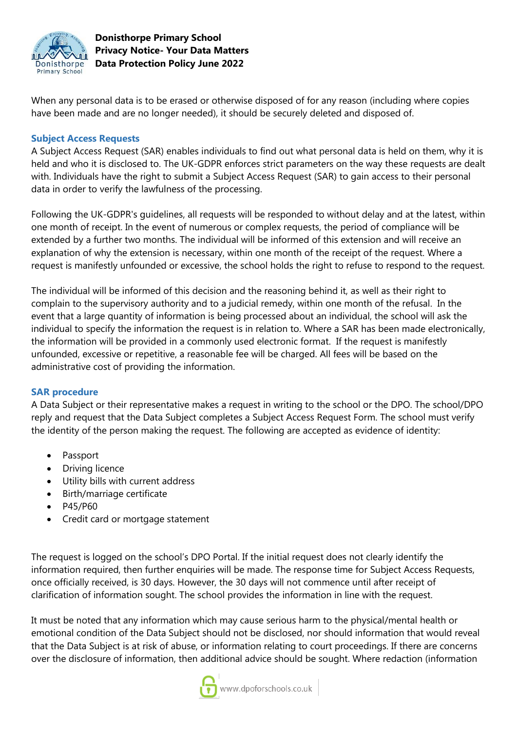When any personal data is to be erased or otherwise disposed of for any reason (including where copies have been made and are no longer needed), it should be securely deleted and disposed of.

### Subject Access Requests

A Subject Access Request (SAR) enables individuals to find out what personal data is held on them, why it is held and who it is disclosed to. The UK-GDPR enforces strict parameters on the way these requests are dealt with. Individuals have the right to submit a Subject Access Request (SAR) to gain access to their personal data in order to verify the lawfulness of the processing.

Following the UK-GDPR's guidelines, all requests will be responded to without delay and at the latest, within one month of receipt. In the event of numerous or complex requests, the period of compliance will be extended by a further two months. The individual will be informed of this extension and will receive an explanation of why the extension is necessary, within one month of the receipt of the request. Where a request is manifestly unfounded or excessive, the school holds the right to refuse to respond to the request.

The individual will be informed of this decision and the reasoning behind it, as well as their right to complain to the supervisory authority and to a judicial remedy, within one month of the refusal. In the event that a large quantity of information is being processed about an individual, the school will ask the individual to specify the information the request is in relation to. Where a SAR has been made electronically, the information will be provided in a commonly used electronic format. If the request is manifestly unfounded, excessive or repetitive, a reasonable fee will be charged. All fees will be based on the administrative cost of providing the information.

### SAR procedure

A Data Subject or their representative makes a request in writing to the school or the DPO. The school/DPO reply and request that the Data Subject completes a Subject Access Request Form. The school must verify the identity of the person making the request. The following are accepted as evidence of identity:

- Passport
- Driving licence
- Utility bills with current address
- Birth/marriage certificate
- P45/P60
- Credit card or mortgage statement

The request is logged on the school's DPO Portal. If the initial request does not clearly identify the information required, then further enquiries will be made. The response time for Subject Access Requests, once officially received, is 30 days. However, the 30 days will not commence until after receipt of clarification of information sought. The school provides the information in line with the request.

It must be noted that any information which may cause serious harm to the physical/mental health or emotional condition of the Data Subject should not be disclosed, nor should information that would reveal that the Data Subject is at risk of abuse, or information relating to court proceedings. If there are concerns over the disclosure of information, then additional advice should be sought. Where redaction (information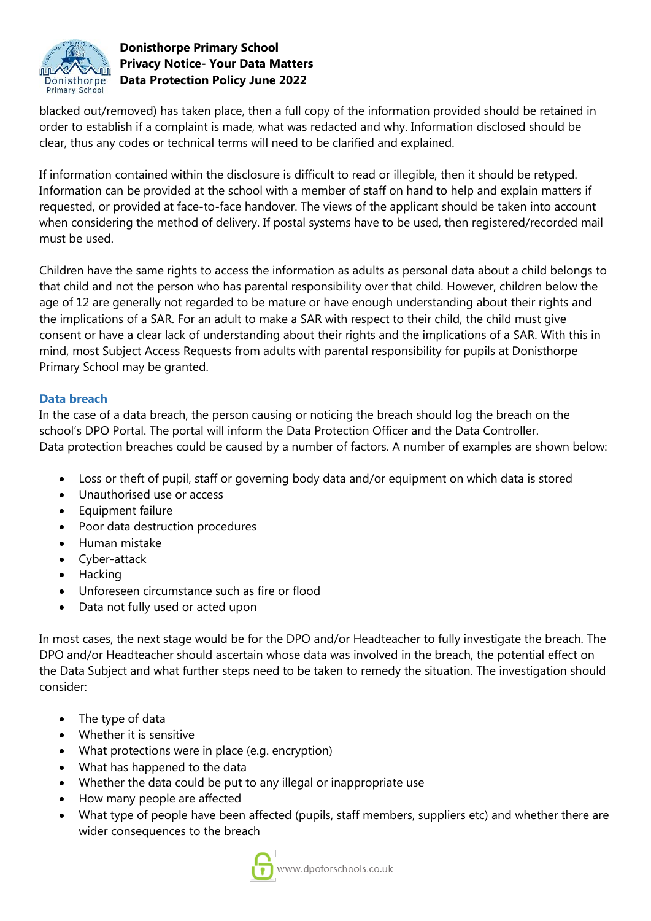blacked out/removed) has taken place, then a full copy of the information provided should be retained in order to establish if a complaint is made, what was redacted and why. Information disclosed should be clear, thus any codes or technical terms will need to be clarified and explained.

If information contained within the disclosure is difficult to read or illegible, then it should be retyped. Information can be provided at the school with a member of staff on hand to help and explain matters if requested, or provided at face-to-face handover. The views of the applicant should be taken into account when considering the method of delivery. If postal systems have to be used, then registered/recorded mail must be used.

Children have the same rights to access the information as adults as personal data about a child belongs to that child and not the person who has parental responsibility over that child. However, children below the age of 12 are generally not regarded to be mature or have enough understanding about their rights and the implications of a SAR. For an adult to make a SAR with respect to their child, the child must give consent or have a clear lack of understanding about their rights and the implications of a SAR. With this in mind, most Subject Access Requests from adults with parental responsibility for pupils at Donisthorpe Primary School may be granted.

### Data breach

In the case of a data breach, the person causing or noticing the breach should log the breach on the school's DPO Portal. The portal will inform the Data Protection Officer and the Data Controller.
Data protection breaches could be caused by a number of factors. A number of examples are shown below:

- Loss or theft of pupil, staff or governing body data and/or equipment on which data is stored
- Unauthorised use or access
- Equipment failure
- Poor data destruction procedures
- Human mistake
- Cyber-attack
- Hacking
- Unforeseen circumstance such as fire or flood
- Data not fully used or acted upon

In most cases, the next stage would be for the DPO and/or Headteacher to fully investigate the breach. The DPO and/or Headteacher should ascertain whose data was involved in the breach, the potential effect on the Data Subject and what further steps need to be taken to remedy the situation. The investigation should consider:

- The type of data
- Whether it is sensitive
- What protections were in place (e.g. encryption)
- What has happened to the data
- Whether the data could be put to any illegal or inappropriate use
- How many people are affected
- What type of people have been affected (pupils, staff members, suppliers etc) and whether there are wider consequences to the breach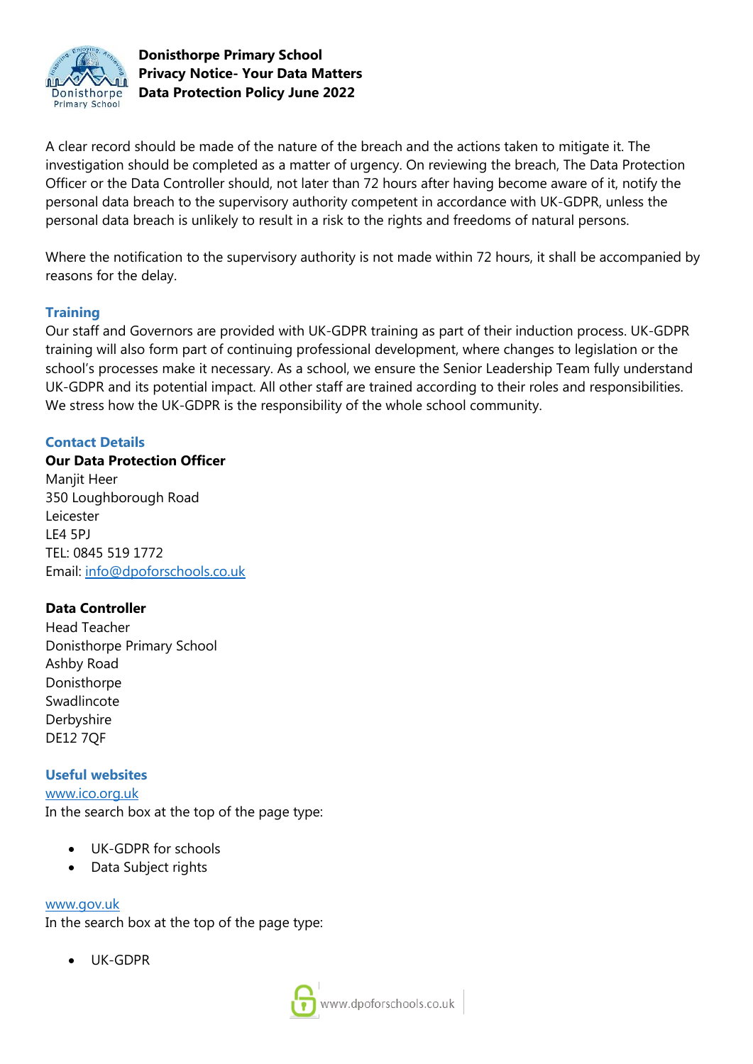A clear record should be made of the nature of the breach and the actions taken to mitigate it. The investigation should be completed as a matter of urgency. On reviewing the breach, The Data Protection Officer or the Data Controller should, not later than 72 hours after having become aware of it, notify the personal data breach to the supervisory authority competent in accordance with UK-GDPR, unless the personal data breach is unlikely to result in a risk to the rights and freedoms of natural persons.

Where the notification to the supervisory authority is not made within 72 hours, it shall be accompanied by reasons for the delay.

## Training

Our staff and Governors are provided with UK-GDPR training as part of their induction process. UK-GDPR training will also form part of continuing professional development, where changes to legislation or the school's processes make it necessary. As a school, we ensure the Senior Leadership Team fully understand UK-GDPR and its potential impact. All other staff are trained according to their roles and responsibilities. We stress how the UK-GDPR is the responsibility of the whole school community.

## Contact Details

**Our Data Protection Officer**
Manjit Heer
350 Loughborough Road
Leicester
LE4 5PJ
TEL: 0845 519 1772
Email: info@dpoforschools.co.uk

**Data Controller**
Head Teacher
Donisthorpe Primary School
Ashby Road
Donisthorpe
Swadlincote
Derbyshire
DE12 7QF

## Useful websites

www.ico.org.uk
In the search box at the top of the page type:

- UK-GDPR for schools
- Data Subject rights

www.gov.uk
In the search box at the top of the page type:

- UK-GDPR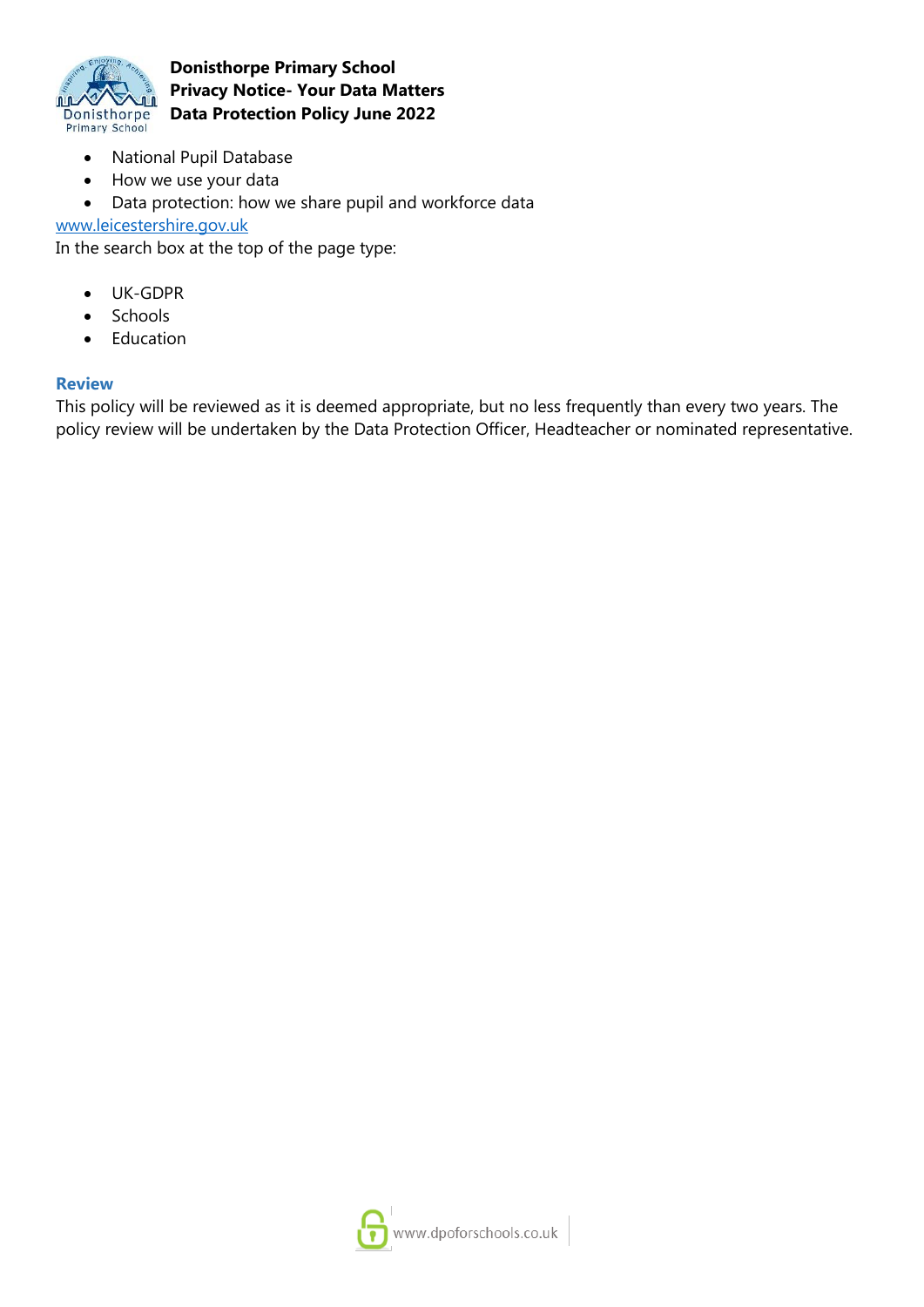- National Pupil Database
- How we use your data
- Data protection: how we share pupil and workforce data

[www.leicestershire.gov.uk](www.leicestershire.gov.uk)

In the search box at the top of the page type:

- UK-GDPR
- Schools
- Education

### Review

This policy will be reviewed as it is deemed appropriate, but no less frequently than every two years. The policy review will be undertaken by the Data Protection Officer, Headteacher or nominated representative.